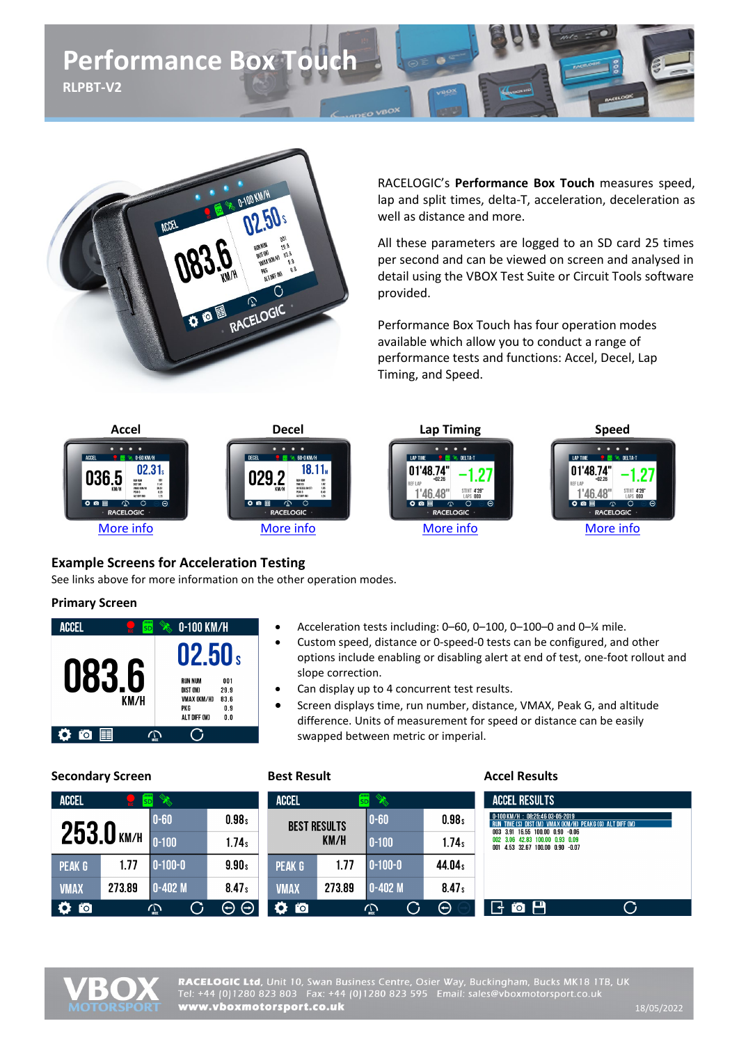# Performance Box Touch

**RLPBT-V2**

RACELOGIC's **Performance Box Touch** measures speed, lap and split times, delta-T, acceleration, deceleration as well as distance and more.

All these parameters are logged to an SD card 25 times per second and can be viewed on screen and analysed in detail using the VBOX Test Suite or Circuit Tools software provided.

Performance Box Touch has four operation modes available which allow you to conduct a range of performance tests and functions: Accel, Decel, Lap Timing, and Speed.

| Accel | Decel | Lap Timing | Speed |
|---|---|---|---|
| More info | More info | More info | More info |

## Example Screens for Acceleration Testing

See links above for more information on the other operation modes.

### Primary Screen

- Acceleration tests including: 0–60, 0–100, 0–100–0 and 0–¼ mile.
- Custom speed, distance or 0-speed-0 tests can be configured, and other options include enabling or disabling alert at end of test, one-foot rollout and slope correction.
- Can display up to 4 concurrent test results.
- Screen displays time, run number, distance, VMAX, Peak G, and altitude difference. Units of measurement for speed or distance can be easily swapped between metric or imperial.

### Secondary Screen

### Best Result

### Accel Results

**RACELOGIC Ltd**, Unit 10, Swan Business Centre, Osier Way, Buckingham, Bucks MK18 1TB, UK
Tel: +44 (0)1280 823 803 Fax: +44 (0)1280 823 595 Email: sales@vboxmotorsport.co.uk
**www.vboxmotorsport.co.uk**

18/05/2022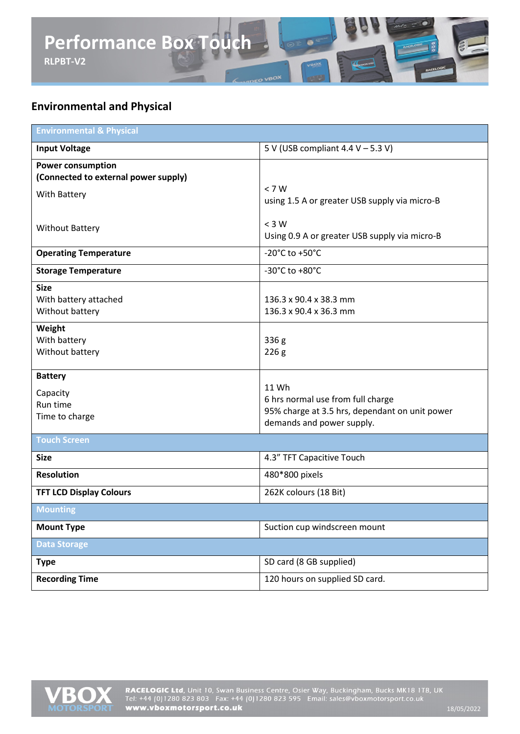# Performance Box Touch

RLPBT-V2

## Environmental and Physical

| Environmental & Physical | |
|---|---|
| **Input Voltage** | 5 V (USB compliant 4.4 V – 5.3 V) |
| **Power consumption (Connected to external power supply)**<br>With Battery<br><br>Without Battery | <br>< 7 W<br>using 1.5 A or greater USB supply via micro-B<br>< 3 W<br>Using 0.9 A or greater USB supply via micro-B |
| **Operating Temperature** | -20°C to +50°C |
| **Storage Temperature** | -30°C to +80°C |
| **Size**<br>With battery attached<br>Without battery | <br>136.3 x 90.4 x 38.3 mm<br>136.3 x 90.4 x 36.3 mm |
| **Weight**<br>With battery<br>Without battery | <br>336 g<br>226 g |
| **Battery**<br>Capacity<br>Run time<br>Time to charge | <br>11 Wh<br>6 hrs normal use from full charge<br>95% charge at 3.5 hrs, dependant on unit power demands and power supply. |
| **Touch Screen** | |
| **Size** | 4.3" TFT Capacitive Touch |
| **Resolution** | 480*800 pixels |
| **TFT LCD Display Colours** | 262K colours (18 Bit) |
| **Mounting** | |
| **Mount Type** | Suction cup windscreen mount |
| **Data Storage** | |
| **Type** | SD card (8 GB supplied) |
| **Recording Time** | 120 hours on supplied SD card. |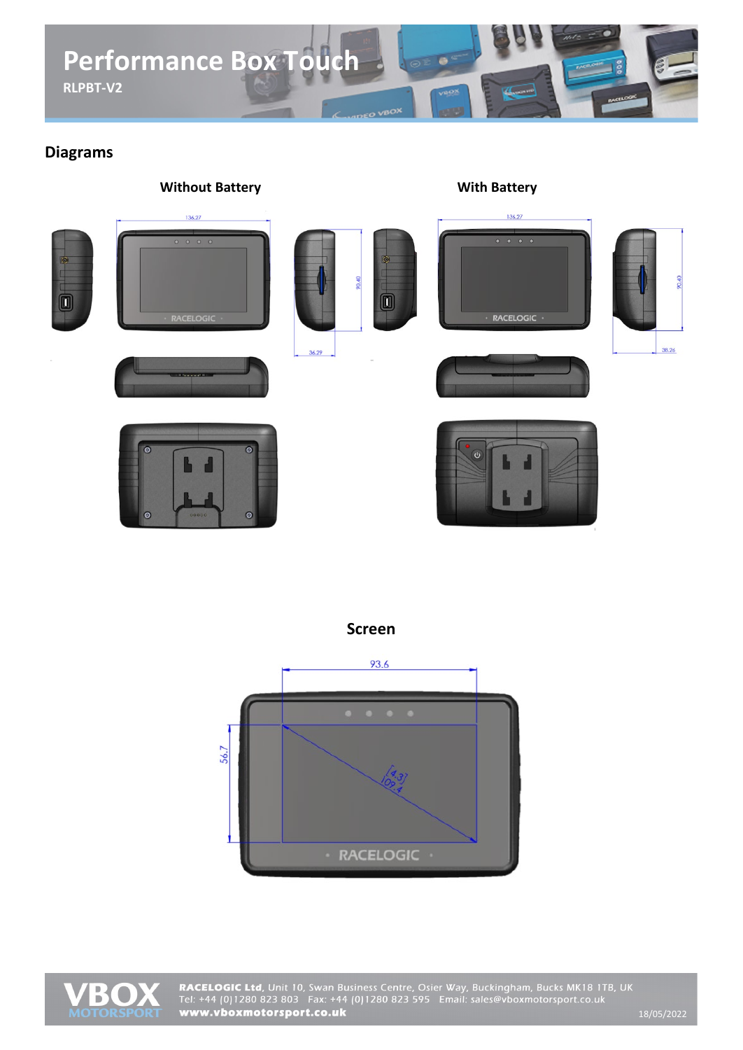## Diagrams

**Without Battery**

**With Battery**

**Screen**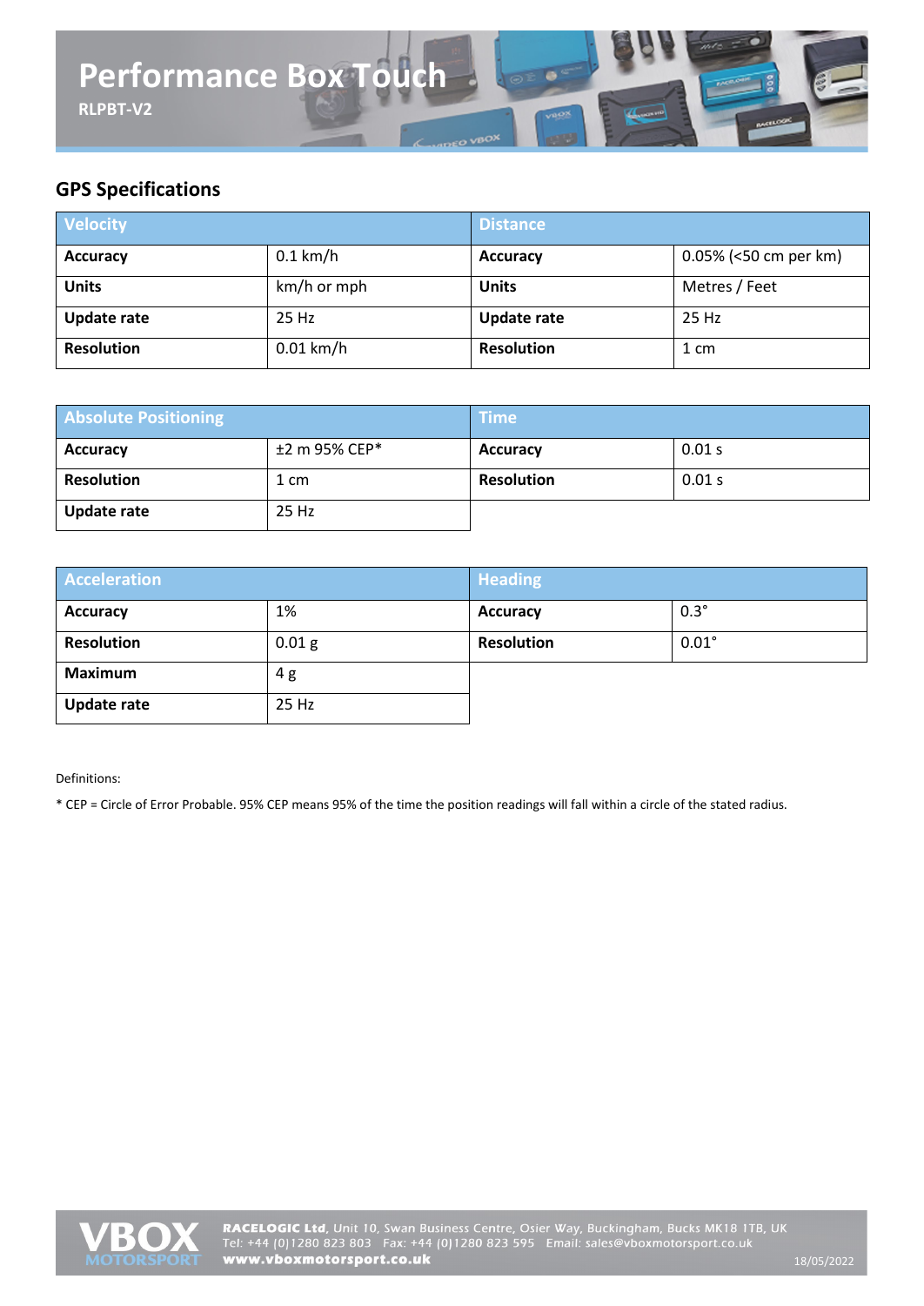# Performance Box Touch

**RLPBT-V2**

## GPS Specifications

| Velocity | | Distance | |
|---|---|---|---|
| **Accuracy** | 0.1 km/h | **Accuracy** | 0.05% (<50 cm per km) |
| **Units** | km/h or mph | **Units** | Metres / Feet |
| **Update rate** | 25 Hz | **Update rate** | 25 Hz |
| **Resolution** | 0.01 km/h | **Resolution** | 1 cm |

| Absolute Positioning | | Time | |
|---|---|---|---|
| **Accuracy** | ±2 m 95% CEP* | **Accuracy** | 0.01 s |
| **Resolution** | 1 cm | **Resolution** | 0.01 s |
| **Update rate** | 25 Hz | | |

| Acceleration | | Heading | |
|---|---|---|---|
| **Accuracy** | 1% | **Accuracy** | 0.3° |
| **Resolution** | 0.01 g | **Resolution** | 0.01° |
| **Maximum** | 4 g | | |
| **Update rate** | 25 Hz | | |

Definitions:

* CEP = Circle of Error Probable. 95% CEP means 95% of the time the position readings will fall within a circle of the stated radius.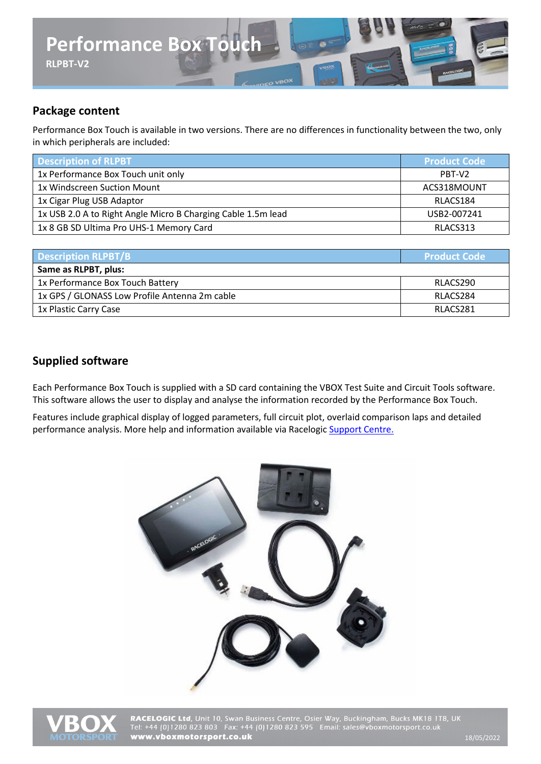# Performance Box Touch

**RLPBT-V2**

## Package content

Performance Box Touch is available in two versions. There are no differences in functionality between the two, only in which peripherals are included:

| Description of RLPBT | Product Code |
|---|---|
| 1x Performance Box Touch unit only | PBT-V2 |
| 1x Windscreen Suction Mount | ACS318MOUNT |
| 1x Cigar Plug USB Adaptor | RLACS184 |
| 1x USB 2.0 A to Right Angle Micro B Charging Cable 1.5m lead | USB2-007241 |
| 1x 8 GB SD Ultima Pro UHS-1 Memory Card | RLACS313 |

| Description RLPBT/B | Product Code |
|---|---|
| **Same as RLPBT, plus:** | |
| 1x Performance Box Touch Battery | RLACS290 |
| 1x GPS / GLONASS Low Profile Antenna 2m cable | RLACS284 |
| 1x Plastic Carry Case | RLACS281 |

## Supplied software

Each Performance Box Touch is supplied with a SD card containing the VBOX Test Suite and Circuit Tools software. This software allows the user to display and analyse the information recorded by the Performance Box Touch.

Features include graphical display of logged parameters, full circuit plot, overlaid comparison laps and detailed performance analysis. More help and information available via Racelogic Support Centre.

**RACELOGIC Ltd**, Unit 10, Swan Business Centre, Osier Way, Buckingham, Bucks MK18 1TB, UK
Tel: +44 (0)1280 823 803 Fax: +44 (0)1280 823 595 Email: sales@vboxmotorsport.co.uk
**www.vboxmotorsport.co.uk**

18/05/2022